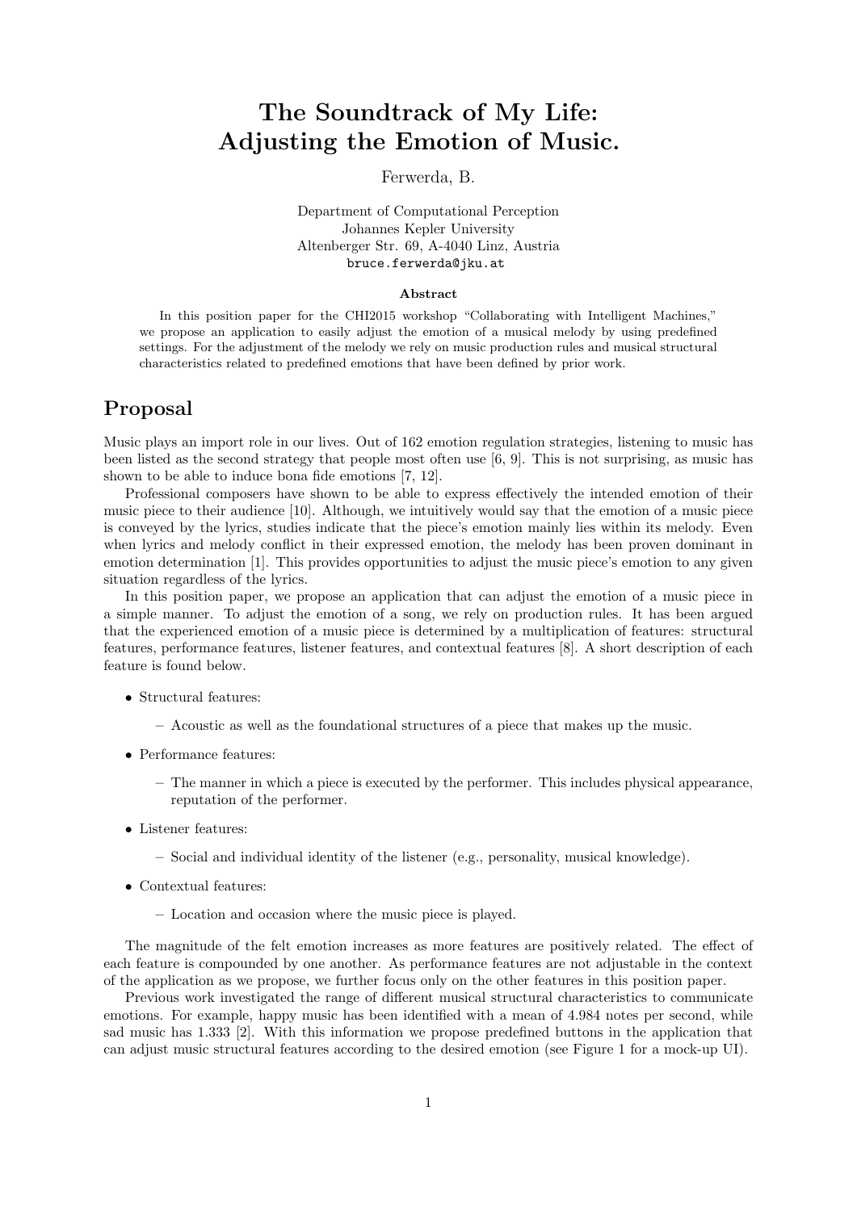# The Soundtrack of My Life: Adjusting the Emotion of Music.

Ferwerda, B.

Department of Computational Perception
Johannes Kepler University
Altenberger Str. 69, A-4040 Linz, Austria
bruce.ferwerda@jku.at

**Abstract**

In this position paper for the CHI2015 workshop "Collaborating with Intelligent Machines," we propose an application to easily adjust the emotion of a musical melody by using predefined settings. For the adjustment of the melody we rely on music production rules and musical structural characteristics related to predefined emotions that have been defined by prior work.

## Proposal

Music plays an import role in our lives. Out of 162 emotion regulation strategies, listening to music has been listed as the second strategy that people most often use [6, 9]. This is not surprising, as music has shown to be able to induce bona fide emotions [7, 12].

Professional composers have shown to be able to express effectively the intended emotion of their music piece to their audience [10]. Although, we intuitively would say that the emotion of a music piece is conveyed by the lyrics, studies indicate that the piece's emotion mainly lies within its melody. Even when lyrics and melody conflict in their expressed emotion, the melody has been proven dominant in emotion determination [1]. This provides opportunities to adjust the music piece's emotion to any given situation regardless of the lyrics.

In this position paper, we propose an application that can adjust the emotion of a music piece in a simple manner. To adjust the emotion of a song, we rely on production rules. It has been argued that the experienced emotion of a music piece is determined by a multiplication of features: structural features, performance features, listener features, and contextual features [8]. A short description of each feature is found below.

- Structural features:
  - Acoustic as well as the foundational structures of a piece that makes up the music.
- Performance features:
  - The manner in which a piece is executed by the performer. This includes physical appearance, reputation of the performer.
- Listener features:
  - Social and individual identity of the listener (e.g., personality, musical knowledge).
- Contextual features:
  - Location and occasion where the music piece is played.

The magnitude of the felt emotion increases as more features are positively related. The effect of each feature is compounded by one another. As performance features are not adjustable in the context of the application as we propose, we further focus only on the other features in this position paper.

Previous work investigated the range of different musical structural characteristics to communicate emotions. For example, happy music has been identified with a mean of 4.984 notes per second, while sad music has 1.333 [2]. With this information we propose predefined buttons in the application that can adjust music structural features according to the desired emotion (see Figure 1 for a mock-up UI).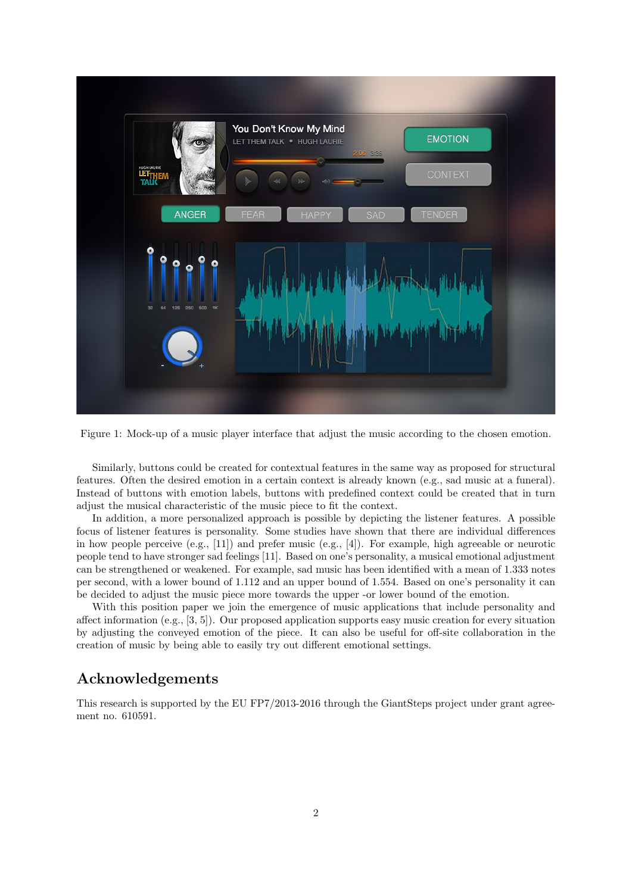Figure 1: Mock-up of a music player interface that adjust the music according to the chosen emotion.

Similarly, buttons could be created for contextual features in the same way as proposed for structural features. Often the desired emotion in a certain context is already known (e.g., sad music at a funeral). Instead of buttons with emotion labels, buttons with predefined context could be created that in turn adjust the musical characteristic of the music piece to fit the context.

In addition, a more personalized approach is possible by depicting the listener features. A possible focus of listener features is personality. Some studies have shown that there are individual differences in how people perceive (e.g., [11]) and prefer music (e.g., [4]). For example, high agreeable or neurotic people tend to have stronger sad feelings [11]. Based on one's personality, a musical emotional adjustment can be strengthened or weakened. For example, sad music has been identified with a mean of 1.333 notes per second, with a lower bound of 1.112 and an upper bound of 1.554. Based on one's personality it can be decided to adjust the music piece more towards the upper -or lower bound of the emotion.

With this position paper we join the emergence of music applications that include personality and affect information (e.g., [3, 5]). Our proposed application supports easy music creation for every situation by adjusting the conveyed emotion of the piece. It can also be useful for off-site collaboration in the creation of music by being able to easily try out different emotional settings.

## Acknowledgements

This research is supported by the EU FP7/2013-2016 through the GiantSteps project under grant agreement no. 610591.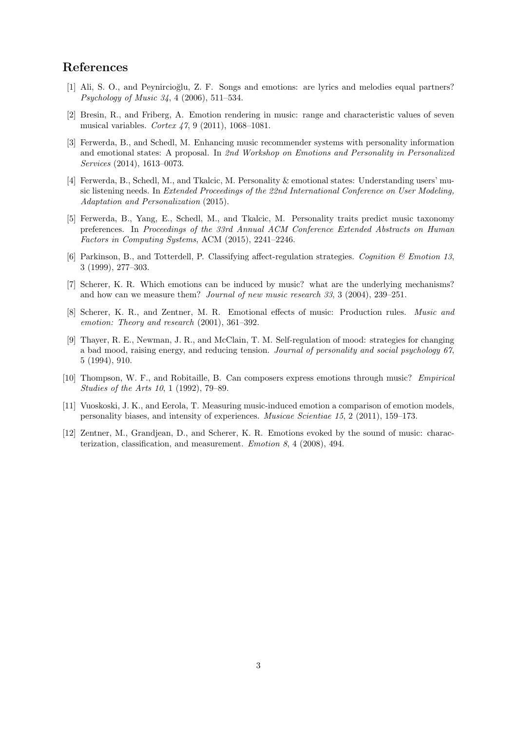## References

[1] Ali, S. O., and Peynircioğlu, Z. F. Songs and emotions: are lyrics and melodies equal partners? *Psychology of Music 34*, 4 (2006), 511–534.

[2] Bresin, R., and Friberg, A. Emotion rendering in music: range and characteristic values of seven musical variables. *Cortex 47*, 9 (2011), 1068–1081.

[3] Ferwerda, B., and Schedl, M. Enhancing music recommender systems with personality information and emotional states: A proposal. In *2nd Workshop on Emotions and Personality in Personalized Services* (2014), 1613–0073.

[4] Ferwerda, B., Schedl, M., and Tkalcic, M. Personality & emotional states: Understanding users' music listening needs. In *Extended Proceedings of the 22nd International Conference on User Modeling, Adaptation and Personalization* (2015).

[5] Ferwerda, B., Yang, E., Schedl, M., and Tkalcic, M. Personality traits predict music taxonomy preferences. In *Proceedings of the 33rd Annual ACM Conference Extended Abstracts on Human Factors in Computing Systems*, ACM (2015), 2241–2246.

[6] Parkinson, B., and Totterdell, P. Classifying affect-regulation strategies. *Cognition & Emotion 13*, 3 (1999), 277–303.

[7] Scherer, K. R. Which emotions can be induced by music? what are the underlying mechanisms? and how can we measure them? *Journal of new music research 33*, 3 (2004), 239–251.

[8] Scherer, K. R., and Zentner, M. R. Emotional effects of music: Production rules. *Music and emotion: Theory and research* (2001), 361–392.

[9] Thayer, R. E., Newman, J. R., and McClain, T. M. Self-regulation of mood: strategies for changing a bad mood, raising energy, and reducing tension. *Journal of personality and social psychology 67*, 5 (1994), 910.

[10] Thompson, W. F., and Robitaille, B. Can composers express emotions through music? *Empirical Studies of the Arts 10*, 1 (1992), 79–89.

[11] Vuoskoski, J. K., and Eerola, T. Measuring music-induced emotion a comparison of emotion models, personality biases, and intensity of experiences. *Musicae Scientiae 15*, 2 (2011), 159–173.

[12] Zentner, M., Grandjean, D., and Scherer, K. R. Emotions evoked by the sound of music: characterization, classification, and measurement. *Emotion 8*, 4 (2008), 494.